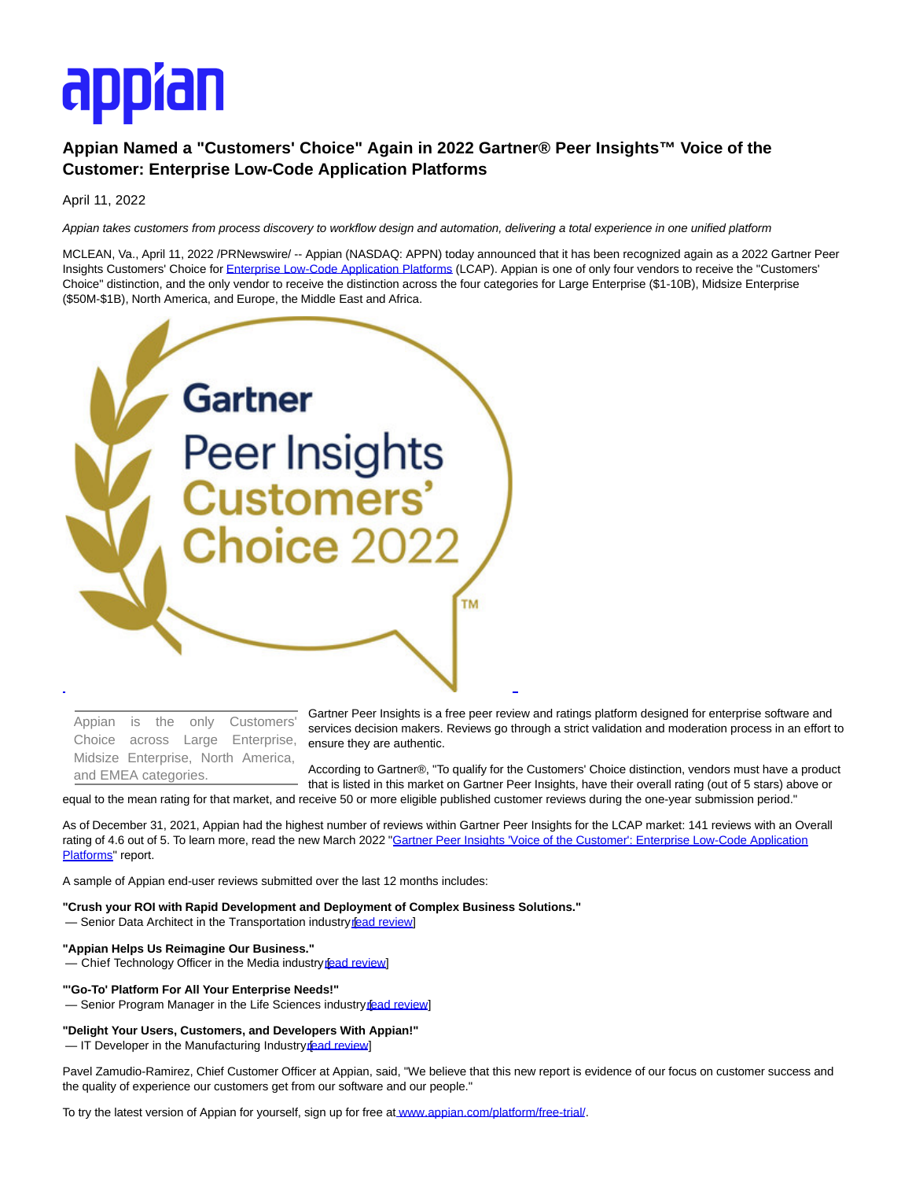# Appian Named a "Customers' Choice" Again in 2022 Gartner® Peer Insights™ Voice of the Customer: Enterprise Low-Code Application Platforms

April 11, 2022

*Appian takes customers from process discovery to workflow design and automation, delivering a total experience in one unified platform*

MCLEAN, Va., April 11, 2022 /PRNewswire/ -- Appian (NASDAQ: APPN) today announced that it has been recognized again as a 2022 Gartner Peer Insights Customers' Choice for Enterprise Low-Code Application Platforms (LCAP). Appian is one of only four vendors to receive the "Customers' Choice" distinction, and the only vendor to receive the distinction across the four categories for Large Enterprise ($1-10B), Midsize Enterprise ($50M-$1B), North America, and Europe, the Middle East and Africa.

Appian is the only Customers' Choice across Large Enterprise, Midsize Enterprise, North America, and EMEA categories.

Gartner Peer Insights is a free peer review and ratings platform designed for enterprise software and services decision makers. Reviews go through a strict validation and moderation process in an effort to ensure they are authentic.

According to Gartner®, "To qualify for the Customers' Choice distinction, vendors must have a product that is listed in this market on Gartner Peer Insights, have their overall rating (out of 5 stars) above or equal to the mean rating for that market, and receive 50 or more eligible published customer reviews during the one-year submission period."

As of December 31, 2021, Appian had the highest number of reviews within Gartner Peer Insights for the LCAP market: 141 reviews with an Overall rating of 4.6 out of 5. To learn more, read the new March 2022 "Gartner Peer Insights 'Voice of the Customer': Enterprise Low-Code Application Platforms" report.

A sample of Appian end-user reviews submitted over the last 12 months includes:

**"Crush your ROI with Rapid Development and Deployment of Complex Business Solutions."**
— Senior Data Architect in the Transportation industry [read review]

**"Appian Helps Us Reimagine Our Business."**
— Chief Technology Officer in the Media industry [read review]

**"'Go-To' Platform For All Your Enterprise Needs!"**
— Senior Program Manager in the Life Sciences industry [read review]

**"Delight Your Users, Customers, and Developers With Appian!"**
— IT Developer in the Manufacturing Industry [read review]

Pavel Zamudio-Ramirez, Chief Customer Officer at Appian, said, "We believe that this new report is evidence of our focus on customer success and the quality of experience our customers get from our software and our people."

To try the latest version of Appian for yourself, sign up for free at www.appian.com/platform/free-trial/.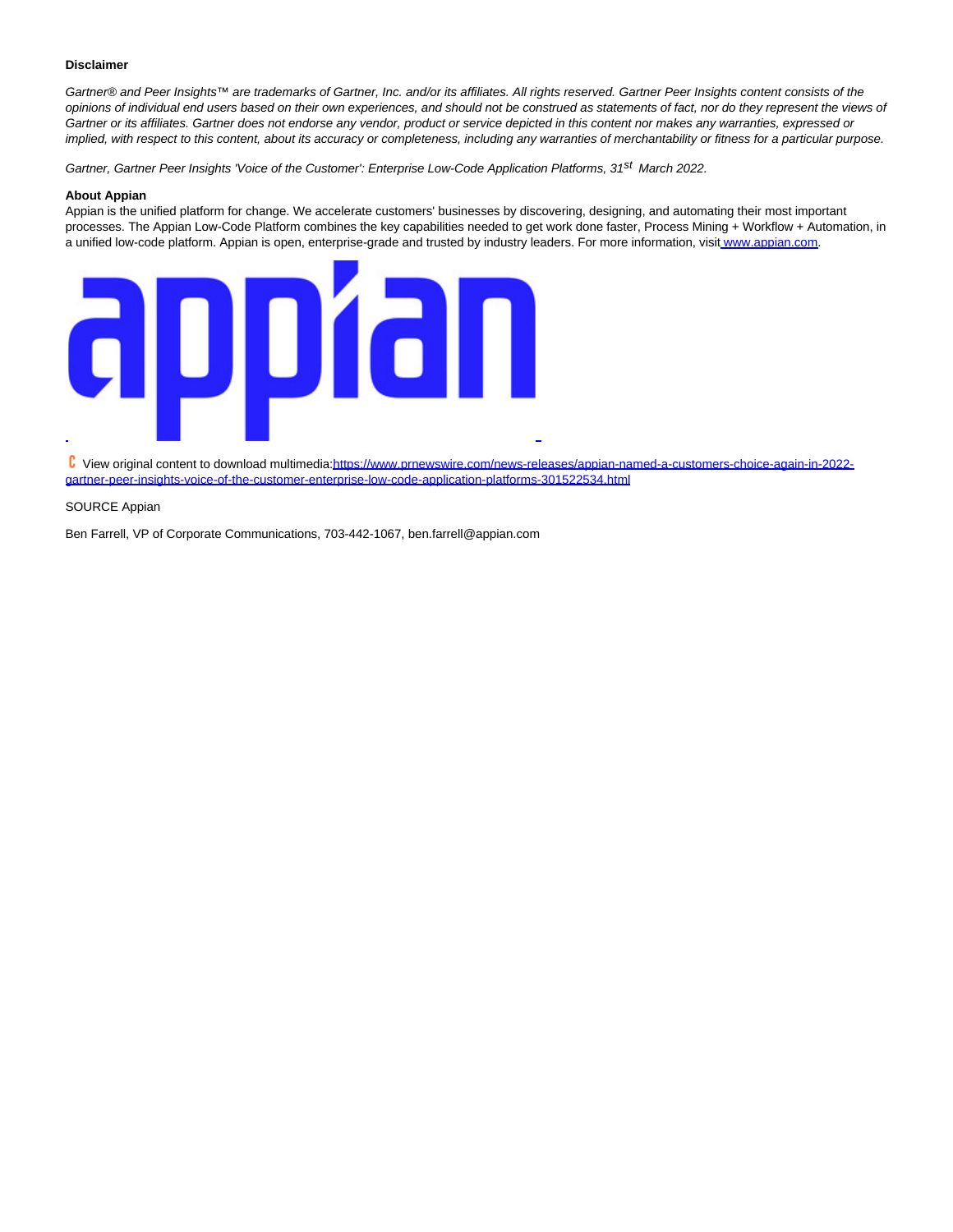**Disclaimer**

*Gartner® and Peer Insights™ are trademarks of Gartner, Inc. and/or its affiliates. All rights reserved. Gartner Peer Insights content consists of the opinions of individual end users based on their own experiences, and should not be construed as statements of fact, nor do they represent the views of Gartner or its affiliates. Gartner does not endorse any vendor, product or service depicted in this content nor makes any warranties, expressed or implied, with respect to this content, about its accuracy or completeness, including any warranties of merchantability or fitness for a particular purpose.*

*Gartner, Gartner Peer Insights 'Voice of the Customer': Enterprise Low-Code Application Platforms, 31st March 2022.*

**About Appian**

Appian is the unified platform for change. We accelerate customers' businesses by discovering, designing, and automating their most important processes. The Appian Low-Code Platform combines the key capabilities needed to get work done faster, Process Mining + Workflow + Automation, in a unified low-code platform. Appian is open, enterprise-grade and trusted by industry leaders. For more information, visit www.appian.com.

View original content to download multimedia:https://www.prnewswire.com/news-releases/appian-named-a-customers-choice-again-in-2022-gartner-peer-insights-voice-of-the-customer-enterprise-low-code-application-platforms-301522534.html

SOURCE Appian

Ben Farrell, VP of Corporate Communications, 703-442-1067, ben.farrell@appian.com